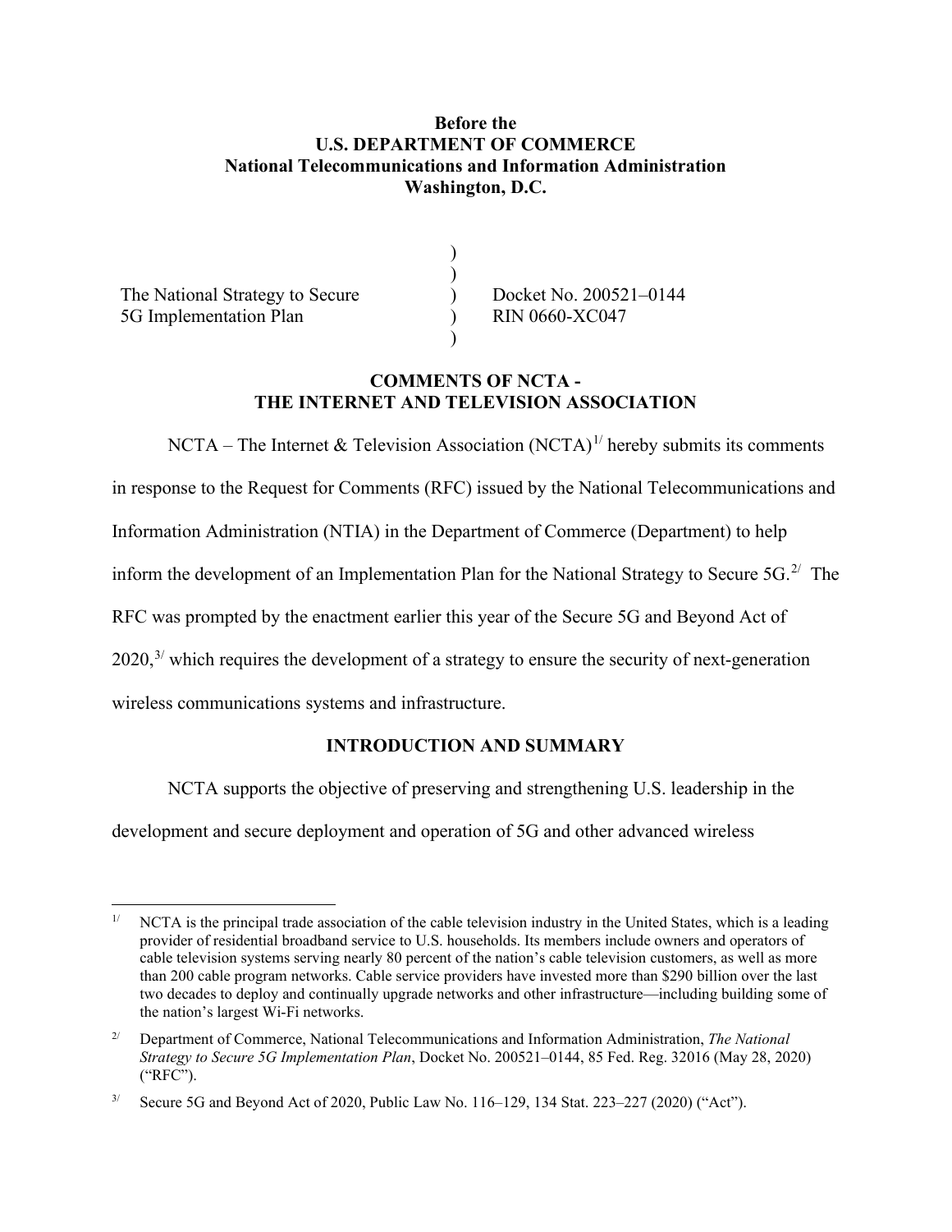**Before the**
**U.S. DEPARTMENT OF COMMERCE**
**National Telecommunications and Information Administration**
**Washington, D.C.**

| | | |
|---|---|---|
| The National Strategy to Secure 5G Implementation Plan | ) | Docket No. 200521–0144 RIN 0660-XC047 |

## COMMENTS OF NCTA - THE INTERNET AND TELEVISION ASSOCIATION

NCTA – The Internet & Television Association (NCTA)[1/] hereby submits its comments in response to the Request for Comments (RFC) issued by the National Telecommunications and Information Administration (NTIA) in the Department of Commerce (Department) to help inform the development of an Implementation Plan for the National Strategy to Secure 5G.[2/] The RFC was prompted by the enactment earlier this year of the Secure 5G and Beyond Act of 2020,[3/] which requires the development of a strategy to ensure the security of next-generation wireless communications systems and infrastructure.

## INTRODUCTION AND SUMMARY

NCTA supports the objective of preserving and strengthening U.S. leadership in the development and secure deployment and operation of 5G and other advanced wireless

---

[1/] NCTA is the principal trade association of the cable television industry in the United States, which is a leading provider of residential broadband service to U.S. households. Its members include owners and operators of cable television systems serving nearly 80 percent of the nation's cable television customers, as well as more than 200 cable program networks. Cable service providers have invested more than $290 billion over the last two decades to deploy and continually upgrade networks and other infrastructure—including building some of the nation's largest Wi-Fi networks.

[2/] Department of Commerce, National Telecommunications and Information Administration, *The National Strategy to Secure 5G Implementation Plan*, Docket No. 200521–0144, 85 Fed. Reg. 32016 (May 28, 2020) ("RFC").

[3/] Secure 5G and Beyond Act of 2020, Public Law No. 116–129, 134 Stat. 223–227 (2020) ("Act").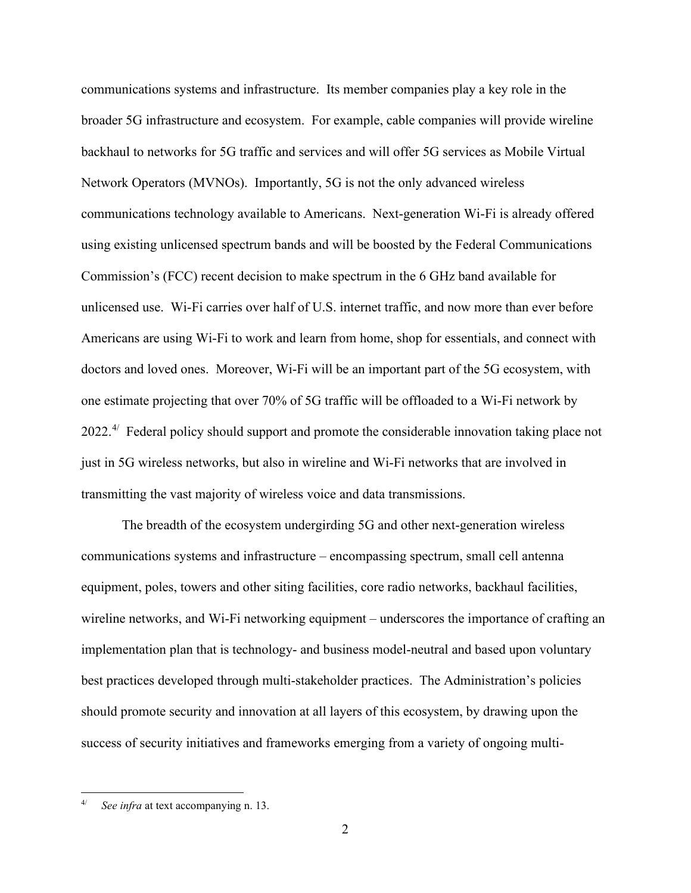communications systems and infrastructure. Its member companies play a key role in the broader 5G infrastructure and ecosystem. For example, cable companies will provide wireline backhaul to networks for 5G traffic and services and will offer 5G services as Mobile Virtual Network Operators (MVNOs). Importantly, 5G is not the only advanced wireless communications technology available to Americans. Next-generation Wi-Fi is already offered using existing unlicensed spectrum bands and will be boosted by the Federal Communications Commission's (FCC) recent decision to make spectrum in the 6 GHz band available for unlicensed use. Wi-Fi carries over half of U.S. internet traffic, and now more than ever before Americans are using Wi-Fi to work and learn from home, shop for essentials, and connect with doctors and loved ones. Moreover, Wi-Fi will be an important part of the 5G ecosystem, with one estimate projecting that over 70% of 5G traffic will be offloaded to a Wi-Fi network by 2022.[4/] Federal policy should support and promote the considerable innovation taking place not just in 5G wireless networks, but also in wireline and Wi-Fi networks that are involved in transmitting the vast majority of wireless voice and data transmissions.

The breadth of the ecosystem undergirding 5G and other next-generation wireless communications systems and infrastructure – encompassing spectrum, small cell antenna equipment, poles, towers and other siting facilities, core radio networks, backhaul facilities, wireline networks, and Wi-Fi networking equipment – underscores the importance of crafting an implementation plan that is technology- and business model-neutral and based upon voluntary best practices developed through multi-stakeholder practices. The Administration's policies should promote security and innovation at all layers of this ecosystem, by drawing upon the success of security initiatives and frameworks emerging from a variety of ongoing multi-

---

[4/] *See infra* at text accompanying n. 13.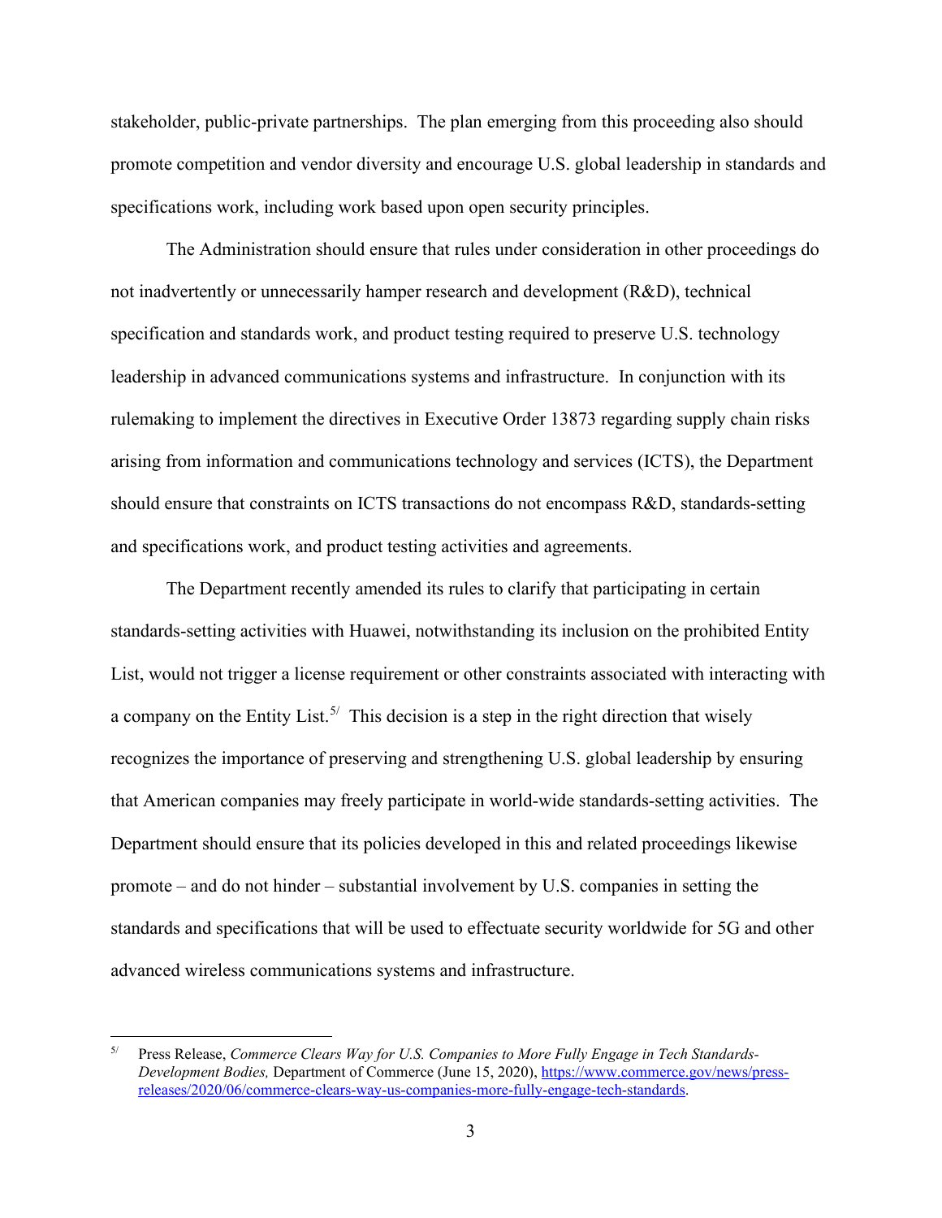stakeholder, public-private partnerships. The plan emerging from this proceeding also should promote competition and vendor diversity and encourage U.S. global leadership in standards and specifications work, including work based upon open security principles.

The Administration should ensure that rules under consideration in other proceedings do not inadvertently or unnecessarily hamper research and development (R&D), technical specification and standards work, and product testing required to preserve U.S. technology leadership in advanced communications systems and infrastructure. In conjunction with its rulemaking to implement the directives in Executive Order 13873 regarding supply chain risks arising from information and communications technology and services (ICTS), the Department should ensure that constraints on ICTS transactions do not encompass R&D, standards-setting and specifications work, and product testing activities and agreements.

The Department recently amended its rules to clarify that participating in certain standards-setting activities with Huawei, notwithstanding its inclusion on the prohibited Entity List, would not trigger a license requirement or other constraints associated with interacting with a company on the Entity List.[5/] This decision is a step in the right direction that wisely recognizes the importance of preserving and strengthening U.S. global leadership by ensuring that American companies may freely participate in world-wide standards-setting activities. The Department should ensure that its policies developed in this and related proceedings likewise promote – and do not hinder – substantial involvement by U.S. companies in setting the standards and specifications that will be used to effectuate security worldwide for 5G and other advanced wireless communications systems and infrastructure.

---

[5/] Press Release, *Commerce Clears Way for U.S. Companies to More Fully Engage in Tech Standards-Development Bodies,* Department of Commerce (June 15, 2020), [https://www.commerce.gov/news/press-releases/2020/06/commerce-clears-way-us-companies-more-fully-engage-tech-standards](https://www.commerce.gov/news/press-releases/2020/06/commerce-clears-way-us-companies-more-fully-engage-tech-standards).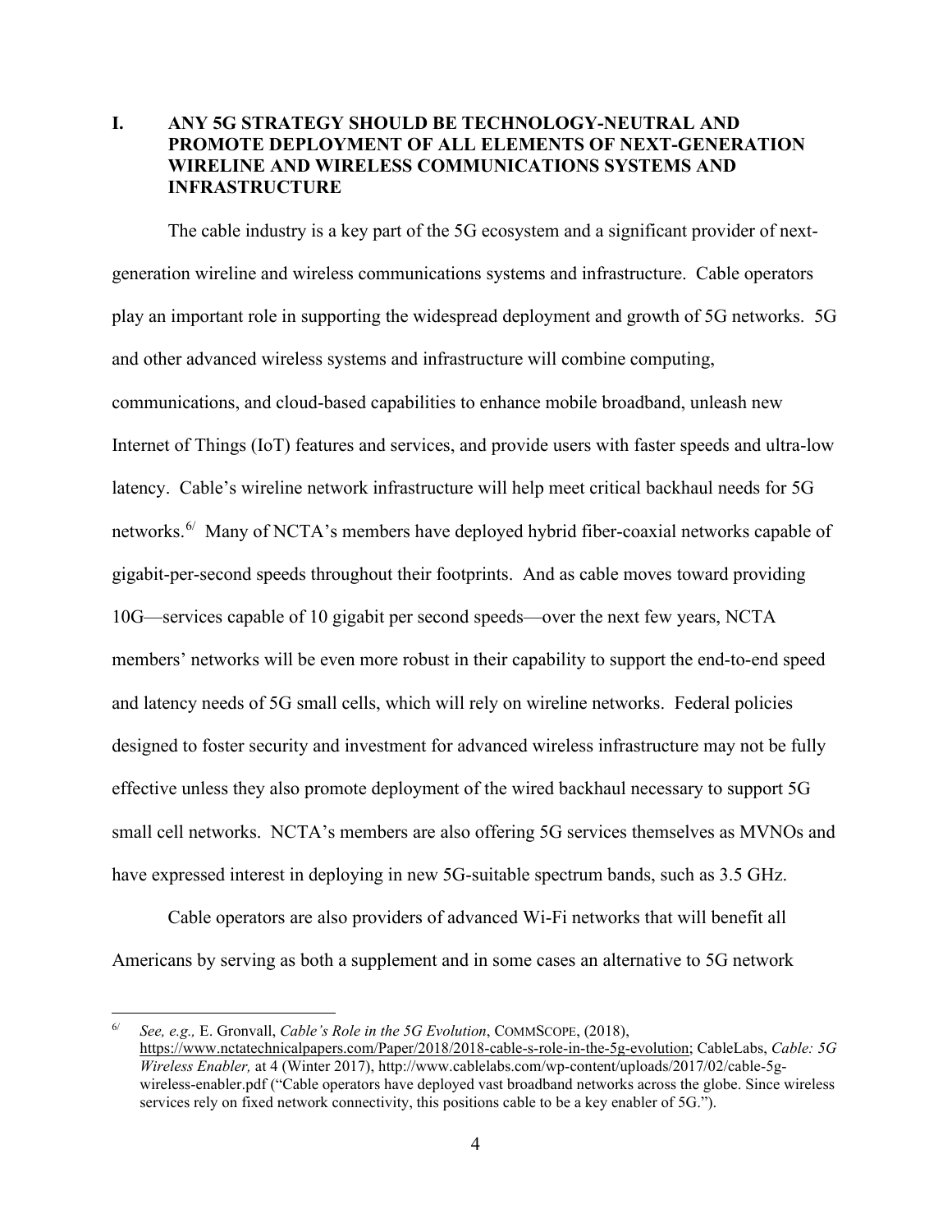## I. ANY 5G STRATEGY SHOULD BE TECHNOLOGY-NEUTRAL AND PROMOTE DEPLOYMENT OF ALL ELEMENTS OF NEXT-GENERATION WIRELINE AND WIRELESS COMMUNICATIONS SYSTEMS AND INFRASTRUCTURE

The cable industry is a key part of the 5G ecosystem and a significant provider of next-generation wireline and wireless communications systems and infrastructure. Cable operators play an important role in supporting the widespread deployment and growth of 5G networks. 5G and other advanced wireless systems and infrastructure will combine computing, communications, and cloud-based capabilities to enhance mobile broadband, unleash new Internet of Things (IoT) features and services, and provide users with faster speeds and ultra-low latency. Cable's wireline network infrastructure will help meet critical backhaul needs for 5G networks.[6/] Many of NCTA's members have deployed hybrid fiber-coaxial networks capable of gigabit-per-second speeds throughout their footprints. And as cable moves toward providing 10G—services capable of 10 gigabit per second speeds—over the next few years, NCTA members' networks will be even more robust in their capability to support the end-to-end speed and latency needs of 5G small cells, which will rely on wireline networks. Federal policies designed to foster security and investment for advanced wireless infrastructure may not be fully effective unless they also promote deployment of the wired backhaul necessary to support 5G small cell networks. NCTA's members are also offering 5G services themselves as MVNOs and have expressed interest in deploying in new 5G-suitable spectrum bands, such as 3.5 GHz.

Cable operators are also providers of advanced Wi-Fi networks that will benefit all Americans by serving as both a supplement and in some cases an alternative to 5G network

---

[6/] *See, e.g.,* E. Gronvall, *Cable's Role in the 5G Evolution*, COMMSCOPE, (2018), https://www.nctatechnicalpapers.com/Paper/2018/2018-cable-s-role-in-the-5g-evolution; CableLabs, *Cable: 5G Wireless Enabler,* at 4 (Winter 2017), http://www.cablelabs.com/wp-content/uploads/2017/02/cable-5g-wireless-enabler.pdf ("Cable operators have deployed vast broadband networks across the globe. Since wireless services rely on fixed network connectivity, this positions cable to be a key enabler of 5G.").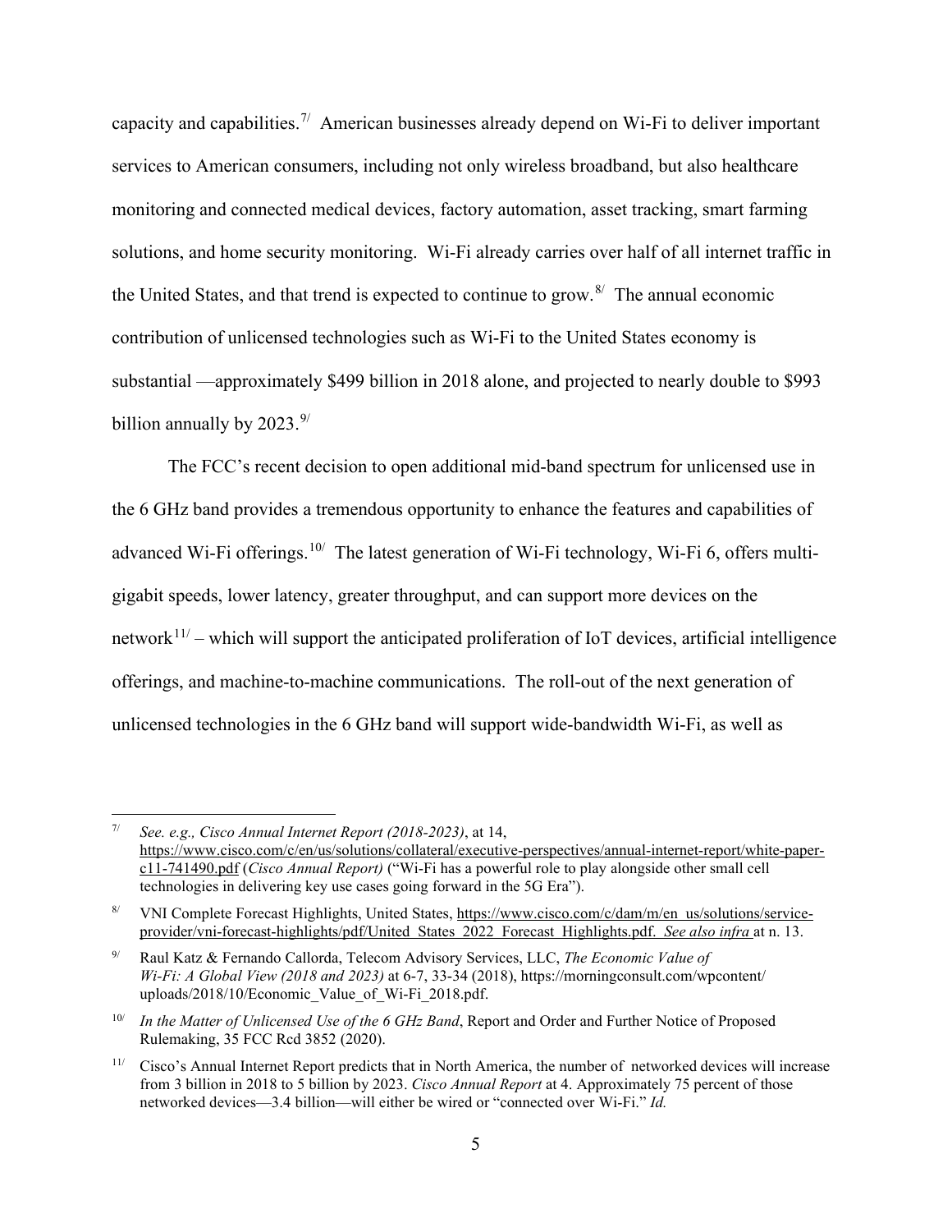capacity and capabilities.[7] American businesses already depend on Wi-Fi to deliver important services to American consumers, including not only wireless broadband, but also healthcare monitoring and connected medical devices, factory automation, asset tracking, smart farming solutions, and home security monitoring. Wi-Fi already carries over half of all internet traffic in the United States, and that trend is expected to continue to grow.[8] The annual economic contribution of unlicensed technologies such as Wi-Fi to the United States economy is substantial —approximately $499 billion in 2018 alone, and projected to nearly double to $993 billion annually by 2023.[9]

The FCC's recent decision to open additional mid-band spectrum for unlicensed use in the 6 GHz band provides a tremendous opportunity to enhance the features and capabilities of advanced Wi-Fi offerings.[10] The latest generation of Wi-Fi technology, Wi-Fi 6, offers multi-gigabit speeds, lower latency, greater throughput, and can support more devices on the network[11] – which will support the anticipated proliferation of IoT devices, artificial intelligence offerings, and machine-to-machine communications. The roll-out of the next generation of unlicensed technologies in the 6 GHz band will support wide-bandwidth Wi-Fi, as well as

---

[7] *See. e.g., Cisco Annual Internet Report (2018-2023)*, at 14, https://www.cisco.com/c/en/us/solutions/collateral/executive-perspectives/annual-internet-report/white-paper-c11-741490.pdf (*Cisco Annual Report)* ("Wi-Fi has a powerful role to play alongside other small cell technologies in delivering key use cases going forward in the 5G Era").

[8] VNI Complete Forecast Highlights, United States, https://www.cisco.com/c/dam/m/en_us/solutions/service-provider/vni-forecast-highlights/pdf/United_States_2022_Forecast_Highlights.pdf. *See also infra* at n. 13.

[9] Raul Katz & Fernando Callorda, Telecom Advisory Services, LLC, *The Economic Value of Wi-Fi: A Global View (2018 and 2023)* at 6-7, 33-34 (2018), https://morningconsult.com/wpcontent/uploads/2018/10/Economic_Value_of_Wi-Fi_2018.pdf.

[10] *In the Matter of Unlicensed Use of the 6 GHz Band*, Report and Order and Further Notice of Proposed Rulemaking, 35 FCC Rcd 3852 (2020).

[11] Cisco's Annual Internet Report predicts that in North America, the number of networked devices will increase from 3 billion in 2018 to 5 billion by 2023. *Cisco Annual Report* at 4. Approximately 75 percent of those networked devices—3.4 billion—will either be wired or "connected over Wi-Fi." *Id.*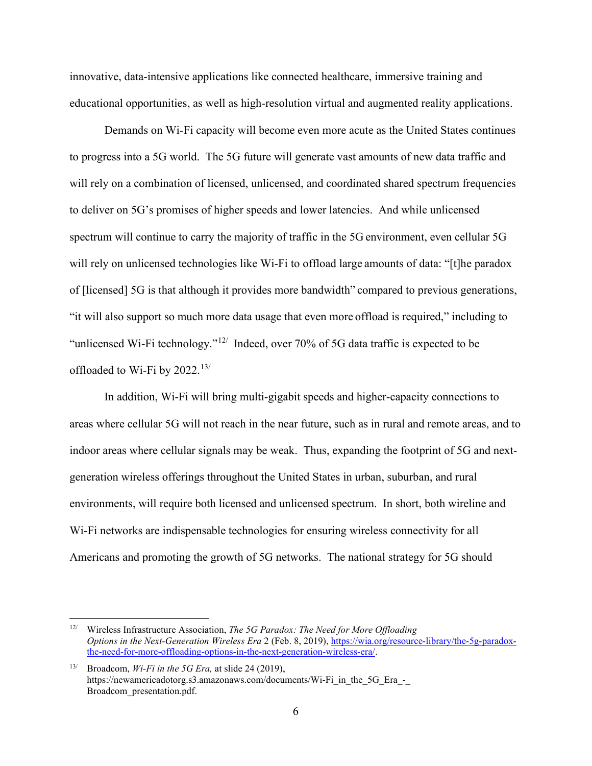innovative, data-intensive applications like connected healthcare, immersive training and educational opportunities, as well as high-resolution virtual and augmented reality applications.

Demands on Wi-Fi capacity will become even more acute as the United States continues to progress into a 5G world. The 5G future will generate vast amounts of new data traffic and will rely on a combination of licensed, unlicensed, and coordinated shared spectrum frequencies to deliver on 5G's promises of higher speeds and lower latencies. And while unlicensed spectrum will continue to carry the majority of traffic in the 5G environment, even cellular 5G will rely on unlicensed technologies like Wi-Fi to offload large amounts of data: "[t]he paradox of [licensed] 5G is that although it provides more bandwidth" compared to previous generations, "it will also support so much more data usage that even more offload is required," including to "unlicensed Wi-Fi technology."[12/] Indeed, over 70% of 5G data traffic is expected to be offloaded to Wi-Fi by 2022.[13/]

In addition, Wi-Fi will bring multi-gigabit speeds and higher-capacity connections to areas where cellular 5G will not reach in the near future, such as in rural and remote areas, and to indoor areas where cellular signals may be weak. Thus, expanding the footprint of 5G and next-generation wireless offerings throughout the United States in urban, suburban, and rural environments, will require both licensed and unlicensed spectrum. In short, both wireline and Wi-Fi networks are indispensable technologies for ensuring wireless connectivity for all Americans and promoting the growth of 5G networks. The national strategy for 5G should

---

[12/] Wireless Infrastructure Association, *The 5G Paradox: The Need for More Offloading Options in the Next-Generation Wireless Era* 2 (Feb. 8, 2019), https://wia.org/resource-library/the-5g-paradox-the-need-for-more-offloading-options-in-the-next-generation-wireless-era/.

[13/] Broadcom, *Wi-Fi in the 5G Era,* at slide 24 (2019), https://newamericadotorg.s3.amazonaws.com/documents/Wi-Fi_in_the_5G_Era_-_Broadcom_presentation.pdf.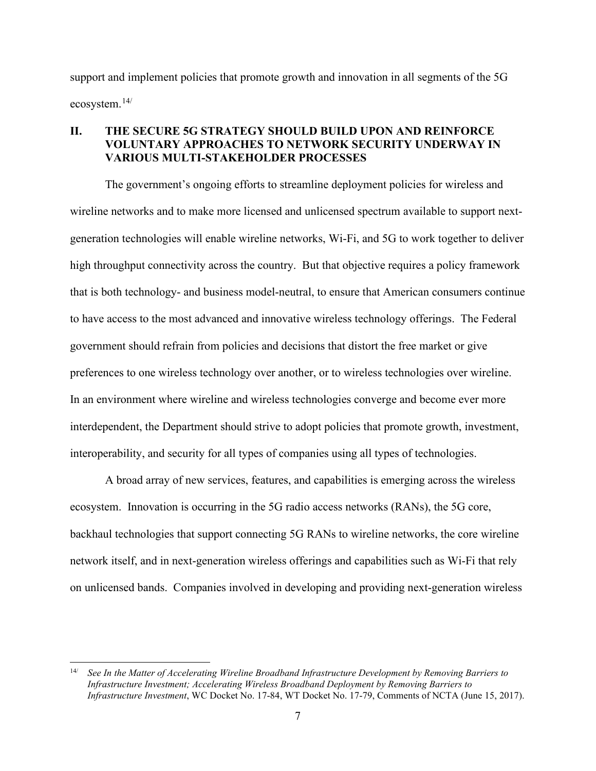support and implement policies that promote growth and innovation in all segments of the 5G ecosystem.[14]

## II. THE SECURE 5G STRATEGY SHOULD BUILD UPON AND REINFORCE VOLUNTARY APPROACHES TO NETWORK SECURITY UNDERWAY IN VARIOUS MULTI-STAKEHOLDER PROCESSES

The government's ongoing efforts to streamline deployment policies for wireless and wireline networks and to make more licensed and unlicensed spectrum available to support next-generation technologies will enable wireline networks, Wi-Fi, and 5G to work together to deliver high throughput connectivity across the country. But that objective requires a policy framework that is both technology- and business model-neutral, to ensure that American consumers continue to have access to the most advanced and innovative wireless technology offerings. The Federal government should refrain from policies and decisions that distort the free market or give preferences to one wireless technology over another, or to wireless technologies over wireline. In an environment where wireline and wireless technologies converge and become ever more interdependent, the Department should strive to adopt policies that promote growth, investment, interoperability, and security for all types of companies using all types of technologies.

A broad array of new services, features, and capabilities is emerging across the wireless ecosystem. Innovation is occurring in the 5G radio access networks (RANs), the 5G core, backhaul technologies that support connecting 5G RANs to wireline networks, the core wireline network itself, and in next-generation wireless offerings and capabilities such as Wi-Fi that rely on unlicensed bands. Companies involved in developing and providing next-generation wireless

---

[14] *See In the Matter of Accelerating Wireline Broadband Infrastructure Development by Removing Barriers to Infrastructure Investment; Accelerating Wireless Broadband Deployment by Removing Barriers to Infrastructure Investment*, WC Docket No. 17-84, WT Docket No. 17-79, Comments of NCTA (June 15, 2017).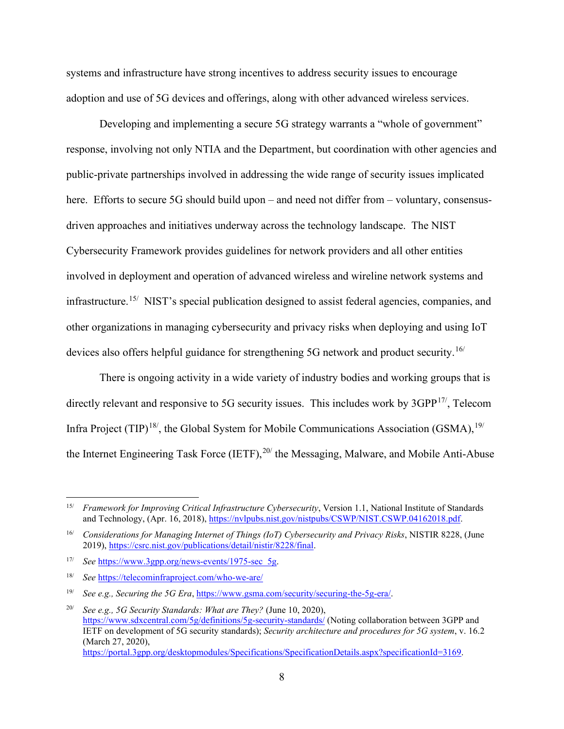systems and infrastructure have strong incentives to address security issues to encourage adoption and use of 5G devices and offerings, along with other advanced wireless services.

Developing and implementing a secure 5G strategy warrants a "whole of government" response, involving not only NTIA and the Department, but coordination with other agencies and public-private partnerships involved in addressing the wide range of security issues implicated here. Efforts to secure 5G should build upon – and need not differ from – voluntary, consensus-driven approaches and initiatives underway across the technology landscape. The NIST Cybersecurity Framework provides guidelines for network providers and all other entities involved in deployment and operation of advanced wireless and wireline network systems and infrastructure.[15/] NIST's special publication designed to assist federal agencies, companies, and other organizations in managing cybersecurity and privacy risks when deploying and using IoT devices also offers helpful guidance for strengthening 5G network and product security.[16/]

There is ongoing activity in a wide variety of industry bodies and working groups that is directly relevant and responsive to 5G security issues. This includes work by 3GPP[17/], Telecom Infra Project (TIP)[18/], the Global System for Mobile Communications Association (GSMA),[19/] the Internet Engineering Task Force (IETF),[20/] the Messaging, Malware, and Mobile Anti-Abuse

---

[15/] *Framework for Improving Critical Infrastructure Cybersecurity*, Version 1.1, National Institute of Standards and Technology, (Apr. 16, 2018), https://nvlpubs.nist.gov/nistpubs/CSWP/NIST.CSWP.04162018.pdf.

[16/] *Considerations for Managing Internet of Things (IoT) Cybersecurity and Privacy Risks*, NISTIR 8228, (June 2019), https://csrc.nist.gov/publications/detail/nistir/8228/final.

[17/] *See* https://www.3gpp.org/news-events/1975-sec_5g.

[18/] *See* https://telecominfraproject.com/who-we-are/

[19/] *See e.g., Securing the 5G Era*, https://www.gsma.com/security/securing-the-5g-era/.

[20/] *See e.g., 5G Security Standards: What are They?* (June 10, 2020), https://www.sdxcentral.com/5g/definitions/5g-security-standards/ (Noting collaboration between 3GPP and IETF on development of 5G security standards); *Security architecture and procedures for 5G system*, v. 16.2 (March 27, 2020), https://portal.3gpp.org/desktopmodules/Specifications/SpecificationDetails.aspx?specificationId=3169.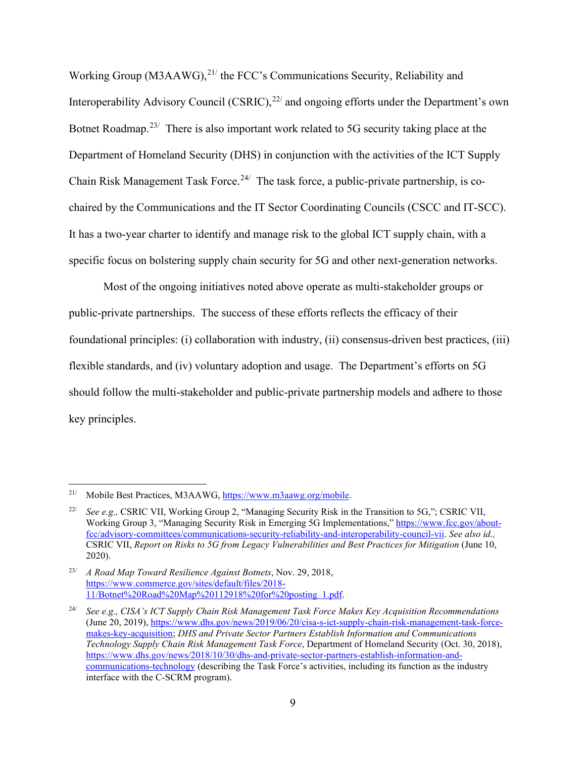Working Group (M3AAWG),[21/] the FCC's Communications Security, Reliability and Interoperability Advisory Council (CSRIC),[22/] and ongoing efforts under the Department's own Botnet Roadmap.[23/] There is also important work related to 5G security taking place at the Department of Homeland Security (DHS) in conjunction with the activities of the ICT Supply Chain Risk Management Task Force.[24/] The task force, a public-private partnership, is co-chaired by the Communications and the IT Sector Coordinating Councils (CSCC and IT-SCC). It has a two-year charter to identify and manage risk to the global ICT supply chain, with a specific focus on bolstering supply chain security for 5G and other next-generation networks.

Most of the ongoing initiatives noted above operate as multi-stakeholder groups or public-private partnerships. The success of these efforts reflects the efficacy of their foundational principles: (i) collaboration with industry, (ii) consensus-driven best practices, (iii) flexible standards, and (iv) voluntary adoption and usage. The Department's efforts on 5G should follow the multi-stakeholder and public-private partnership models and adhere to those key principles.

---

[21/] Mobile Best Practices, M3AAWG, https://www.m3aawg.org/mobile.

[22/] *See e.g.,* CSRIC VII, Working Group 2, "Managing Security Risk in the Transition to 5G,"; CSRIC VII, Working Group 3, "Managing Security Risk in Emerging 5G Implementations," https://www.fcc.gov/about-fcc/advisory-committees/communications-security-reliability-and-interoperability-council-vii. *See also id.,* CSRIC VII, *Report on Risks to 5G from Legacy Vulnerabilities and Best Practices for Mitigation* (June 10, 2020).

[23/] *A Road Map Toward Resilience Against Botnets*, Nov. 29, 2018, https://www.commerce.gov/sites/default/files/2018-11/Botnet%20Road%20Map%20112918%20for%20posting_1.pdf.

[24/] *See e.g., CISA's ICT Supply Chain Risk Management Task Force Makes Key Acquisition Recommendations* (June 20, 2019), https://www.dhs.gov/news/2019/06/20/cisa-s-ict-supply-chain-risk-management-task-force-makes-key-acquisition; *DHS and Private Sector Partners Establish Information and Communications Technology Supply Chain Risk Management Task Force*, Department of Homeland Security (Oct. 30, 2018), https://www.dhs.gov/news/2018/10/30/dhs-and-private-sector-partners-establish-information-and-communications-technology (describing the Task Force's activities, including its function as the industry interface with the C-SCRM program).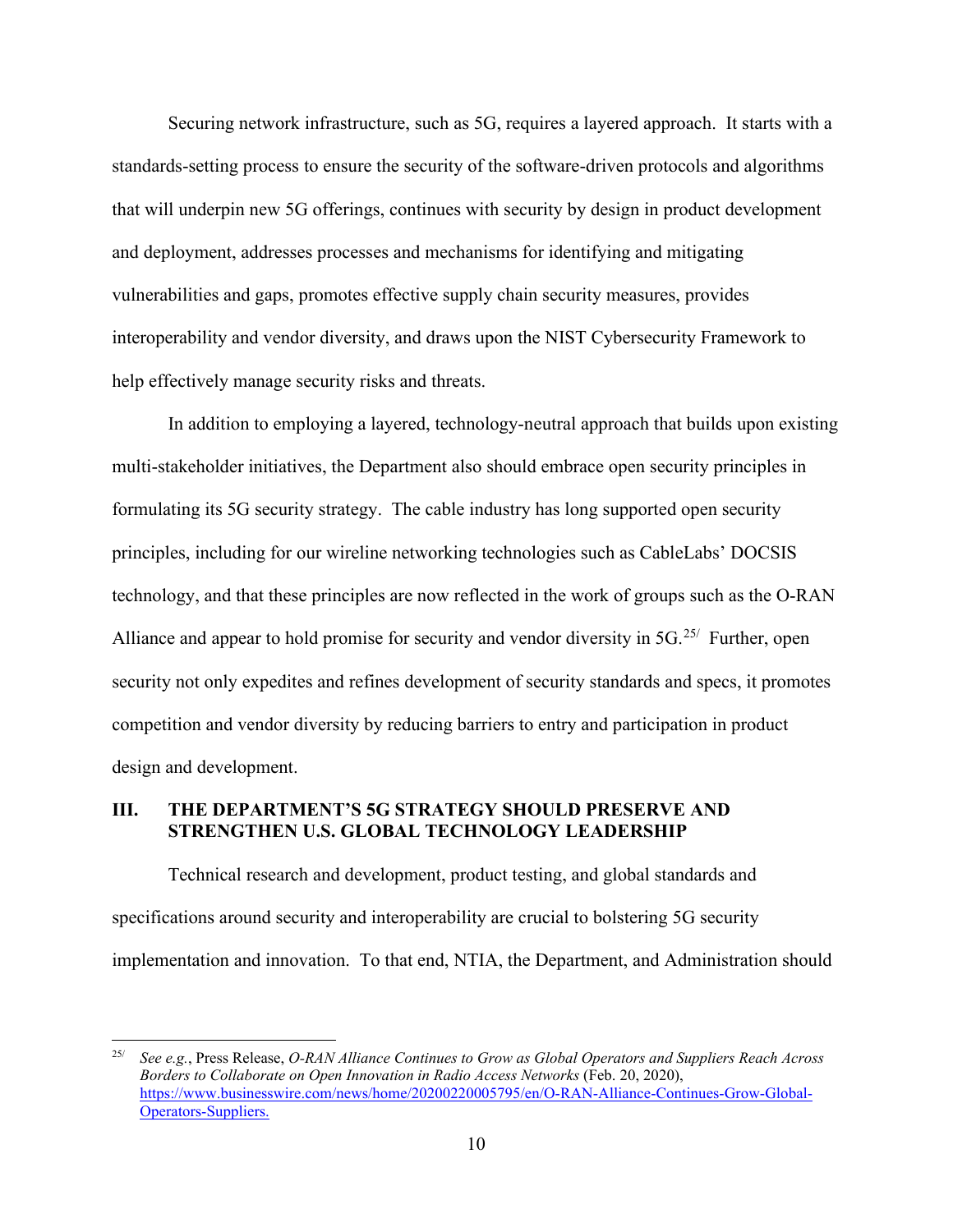Securing network infrastructure, such as 5G, requires a layered approach. It starts with a standards-setting process to ensure the security of the software-driven protocols and algorithms that will underpin new 5G offerings, continues with security by design in product development and deployment, addresses processes and mechanisms for identifying and mitigating vulnerabilities and gaps, promotes effective supply chain security measures, provides interoperability and vendor diversity, and draws upon the NIST Cybersecurity Framework to help effectively manage security risks and threats.

In addition to employing a layered, technology-neutral approach that builds upon existing multi-stakeholder initiatives, the Department also should embrace open security principles in formulating its 5G security strategy. The cable industry has long supported open security principles, including for our wireline networking technologies such as CableLabs' DOCSIS technology, and that these principles are now reflected in the work of groups such as the O-RAN Alliance and appear to hold promise for security and vendor diversity in 5G.[25/] Further, open security not only expedites and refines development of security standards and specs, it promotes competition and vendor diversity by reducing barriers to entry and participation in product design and development.

## III. THE DEPARTMENT'S 5G STRATEGY SHOULD PRESERVE AND STRENGTHEN U.S. GLOBAL TECHNOLOGY LEADERSHIP

Technical research and development, product testing, and global standards and specifications around security and interoperability are crucial to bolstering 5G security implementation and innovation. To that end, NTIA, the Department, and Administration should

---

[25/] *See e.g.*, Press Release, *O-RAN Alliance Continues to Grow as Global Operators and Suppliers Reach Across Borders to Collaborate on Open Innovation in Radio Access Networks* (Feb. 20, 2020), https://www.businesswire.com/news/home/20200220005795/en/O-RAN-Alliance-Continues-Grow-Global-Operators-Suppliers.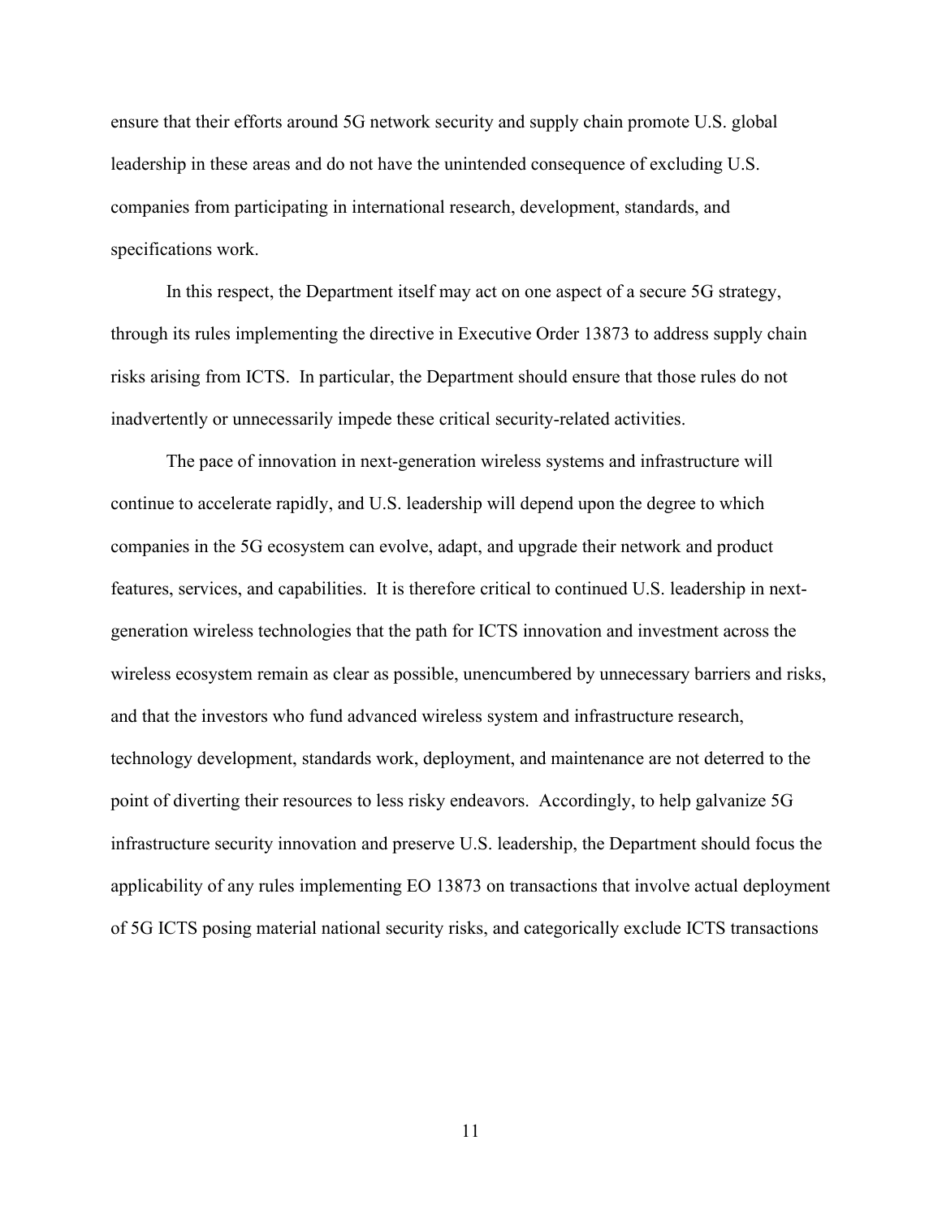ensure that their efforts around 5G network security and supply chain promote U.S. global leadership in these areas and do not have the unintended consequence of excluding U.S. companies from participating in international research, development, standards, and specifications work.

In this respect, the Department itself may act on one aspect of a secure 5G strategy, through its rules implementing the directive in Executive Order 13873 to address supply chain risks arising from ICTS. In particular, the Department should ensure that those rules do not inadvertently or unnecessarily impede these critical security-related activities.

The pace of innovation in next-generation wireless systems and infrastructure will continue to accelerate rapidly, and U.S. leadership will depend upon the degree to which companies in the 5G ecosystem can evolve, adapt, and upgrade their network and product features, services, and capabilities. It is therefore critical to continued U.S. leadership in next-generation wireless technologies that the path for ICTS innovation and investment across the wireless ecosystem remain as clear as possible, unencumbered by unnecessary barriers and risks, and that the investors who fund advanced wireless system and infrastructure research, technology development, standards work, deployment, and maintenance are not deterred to the point of diverting their resources to less risky endeavors. Accordingly, to help galvanize 5G infrastructure security innovation and preserve U.S. leadership, the Department should focus the applicability of any rules implementing EO 13873 on transactions that involve actual deployment of 5G ICTS posing material national security risks, and categorically exclude ICTS transactions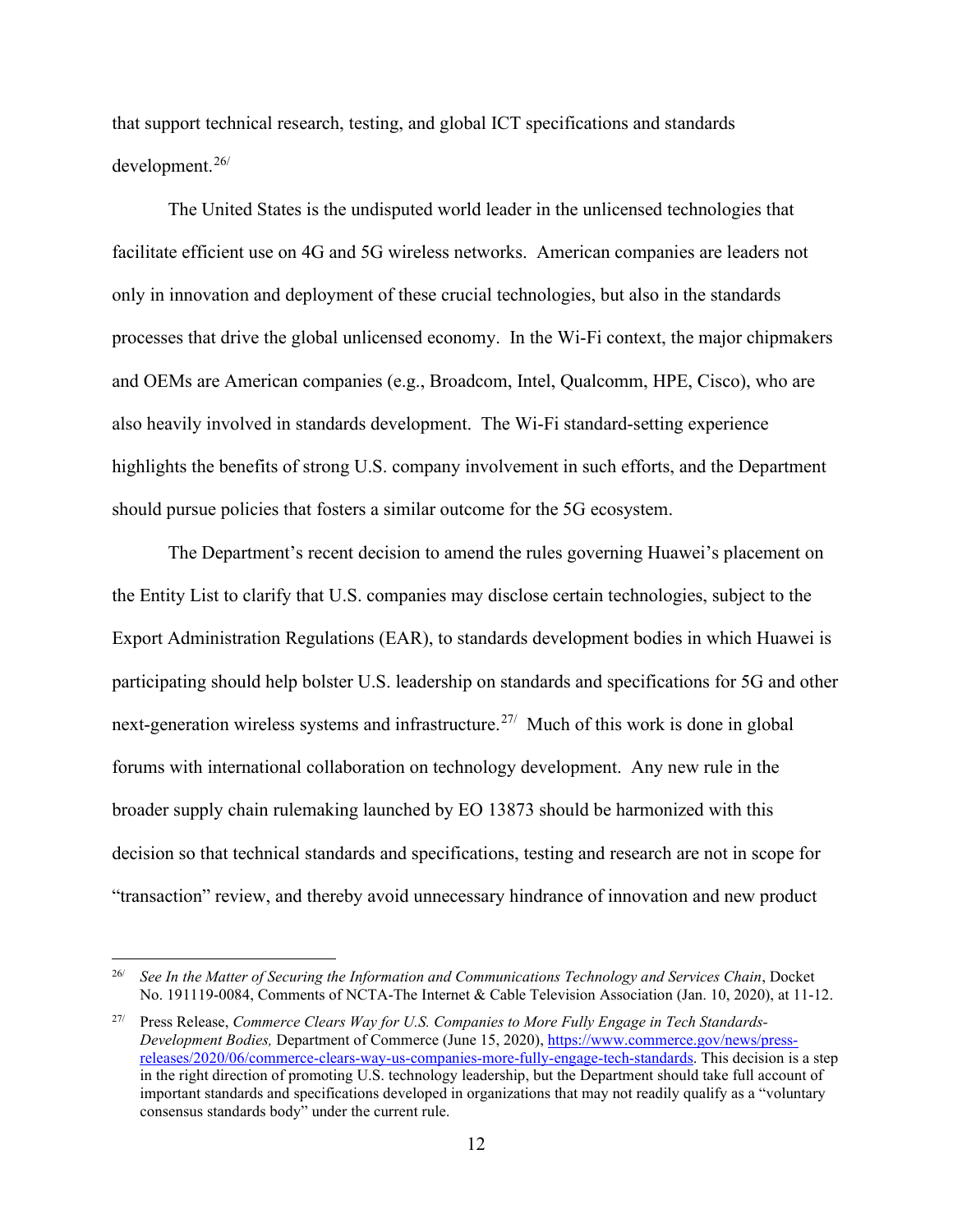that support technical research, testing, and global ICT specifications and standards development.[26/]

The United States is the undisputed world leader in the unlicensed technologies that facilitate efficient use on 4G and 5G wireless networks. American companies are leaders not only in innovation and deployment of these crucial technologies, but also in the standards processes that drive the global unlicensed economy. In the Wi-Fi context, the major chipmakers and OEMs are American companies (e.g., Broadcom, Intel, Qualcomm, HPE, Cisco), who are also heavily involved in standards development. The Wi-Fi standard-setting experience highlights the benefits of strong U.S. company involvement in such efforts, and the Department should pursue policies that fosters a similar outcome for the 5G ecosystem.

The Department's recent decision to amend the rules governing Huawei's placement on the Entity List to clarify that U.S. companies may disclose certain technologies, subject to the Export Administration Regulations (EAR), to standards development bodies in which Huawei is participating should help bolster U.S. leadership on standards and specifications for 5G and other next-generation wireless systems and infrastructure.[27/] Much of this work is done in global forums with international collaboration on technology development. Any new rule in the broader supply chain rulemaking launched by EO 13873 should be harmonized with this decision so that technical standards and specifications, testing and research are not in scope for "transaction" review, and thereby avoid unnecessary hindrance of innovation and new product

---

[26/] *See In the Matter of Securing the Information and Communications Technology and Services Chain*, Docket No. 191119-0084, Comments of NCTA-The Internet & Cable Television Association (Jan. 10, 2020), at 11-12.

[27/] Press Release, *Commerce Clears Way for U.S. Companies to More Fully Engage in Tech Standards-Development Bodies,* Department of Commerce (June 15, 2020), https://www.commerce.gov/news/press-releases/2020/06/commerce-clears-way-us-companies-more-fully-engage-tech-standards. This decision is a step in the right direction of promoting U.S. technology leadership, but the Department should take full account of important standards and specifications developed in organizations that may not readily qualify as a "voluntary consensus standards body" under the current rule.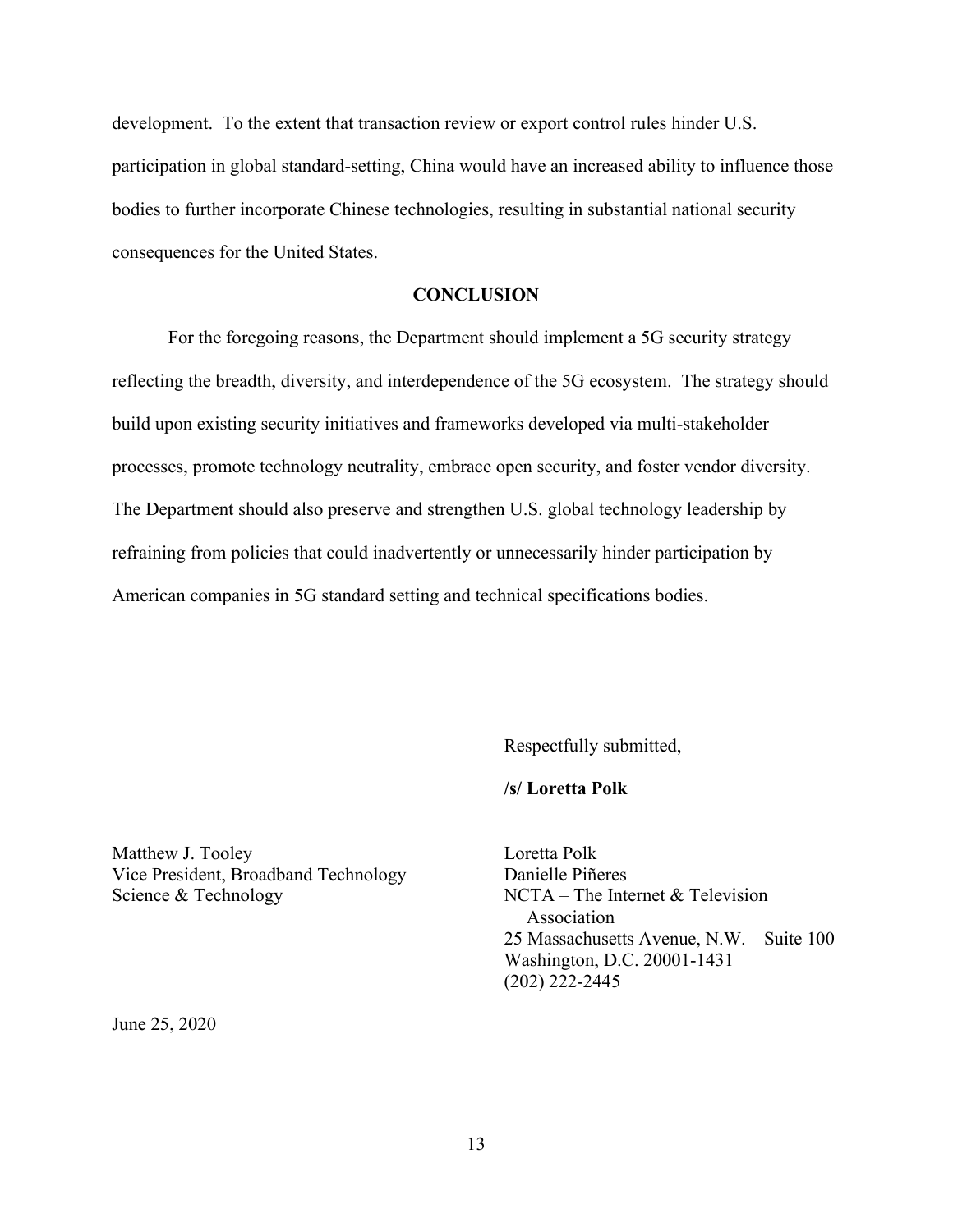development. To the extent that transaction review or export control rules hinder U.S. participation in global standard-setting, China would have an increased ability to influence those bodies to further incorporate Chinese technologies, resulting in substantial national security consequences for the United States.

## CONCLUSION

For the foregoing reasons, the Department should implement a 5G security strategy reflecting the breadth, diversity, and interdependence of the 5G ecosystem. The strategy should build upon existing security initiatives and frameworks developed via multi-stakeholder processes, promote technology neutrality, embrace open security, and foster vendor diversity. The Department should also preserve and strengthen U.S. global technology leadership by refraining from policies that could inadvertently or unnecessarily hinder participation by American companies in 5G standard setting and technical specifications bodies.

Respectfully submitted,

**/s/ Loretta Polk**

Loretta Polk
Danielle Piñeres
NCTA – The Internet & Television Association
25 Massachusetts Avenue, N.W. – Suite 100
Washington, D.C. 20001-1431
(202) 222-2445

Matthew J. Tooley
Vice President, Broadband Technology
Science & Technology

June 25, 2020